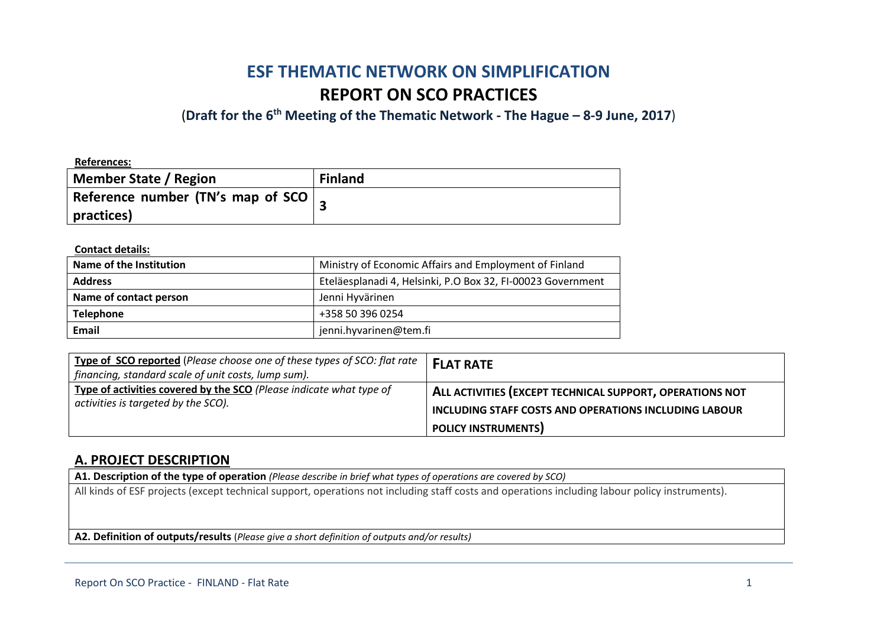# ESF THEMATIC NETWORK ON SIMPLIFICATION

## REPORT ON SCO PRACTICES

(**Draft for the 6th Meeting of the Thematic Network - The Hague – 8-9 June, 2017**)

**References:**

| | |
|---|---|
| **Member State / Region** | **Finland** |
| **Reference number (TN's map of SCO practices)** | **3** |

**Contact details:**

| | |
|---|---|
| **Name of the Institution** | Ministry of Economic Affairs and Employment of Finland |
| **Address** | Eteläesplanadi 4, Helsinki, P.O Box 32, FI-00023 Government |
| **Name of contact person** | Jenni Hyvärinen |
| **Telephone** | +358 50 396 0254 |
| **Email** | jenni.hyvarinen@tem.fi |

| | |
|---|---|
| **Type of SCO reported** (*Please choose one of these types of SCO: flat rate financing, standard scale of unit costs, lump sum).* | **FLAT RATE** |
| **Type of activities covered by the SCO** *(Please indicate what type of activities is targeted by the SCO).* | **ALL ACTIVITIES (EXCEPT TECHNICAL SUPPORT, OPERATIONS NOT INCLUDING STAFF COSTS AND OPERATIONS INCLUDING LABOUR POLICY INSTRUMENTS)** |

## A. PROJECT DESCRIPTION

**A1. Description of the type of operation** *(Please describe in brief what types of operations are covered by SCO)*

All kinds of ESF projects (except technical support, operations not including staff costs and operations including labour policy instruments).

**A2. Definition of outputs/results** (*Please give a short definition of outputs and/or results)*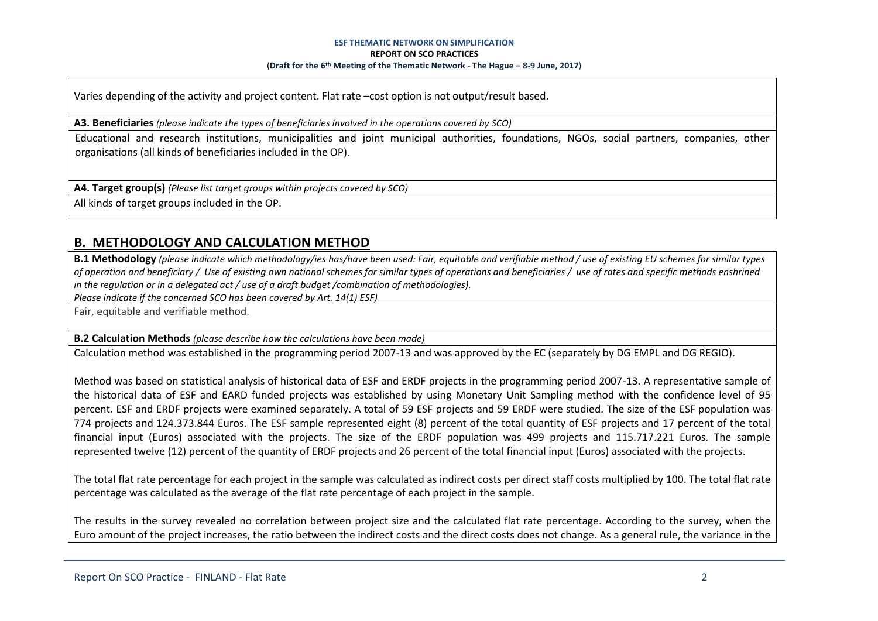Varies depending of the activity and project content. Flat rate –cost option is not output/result based.

**A3. Beneficiaries** *(please indicate the types of beneficiaries involved in the operations covered by SCO)*

Educational and research institutions, municipalities and joint municipal authorities, foundations, NGOs, social partners, companies, other organisations (all kinds of beneficiaries included in the OP).

**A4. Target group(s)** *(Please list target groups within projects covered by SCO)*

All kinds of target groups included in the OP.

## B. METHODOLOGY AND CALCULATION METHOD

**B.1 Methodology** *(please indicate which methodology/ies has/have been used: Fair, equitable and verifiable method / use of existing EU schemes for similar types of operation and beneficiary / Use of existing own national schemes for similar types of operations and beneficiaries / use of rates and specific methods enshrined in the regulation or in a delegated act / use of a draft budget /combination of methodologies).*
*Please indicate if the concerned SCO has been covered by Art. 14(1) ESF)*

Fair, equitable and verifiable method.

**B.2 Calculation Methods** *(please describe how the calculations have been made)*

Calculation method was established in the programming period 2007-13 and was approved by the EC (separately by DG EMPL and DG REGIO).

Method was based on statistical analysis of historical data of ESF and ERDF projects in the programming period 2007-13. A representative sample of the historical data of ESF and EARD funded projects was established by using Monetary Unit Sampling method with the confidence level of 95 percent. ESF and ERDF projects were examined separately. A total of 59 ESF projects and 59 ERDF were studied. The size of the ESF population was 774 projects and 124.373.844 Euros. The ESF sample represented eight (8) percent of the total quantity of ESF projects and 17 percent of the total financial input (Euros) associated with the projects. The size of the ERDF population was 499 projects and 115.717.221 Euros. The sample represented twelve (12) percent of the quantity of ERDF projects and 26 percent of the total financial input (Euros) associated with the projects.

The total flat rate percentage for each project in the sample was calculated as indirect costs per direct staff costs multiplied by 100. The total flat rate percentage was calculated as the average of the flat rate percentage of each project in the sample.

The results in the survey revealed no correlation between project size and the calculated flat rate percentage. According to the survey, when the Euro amount of the project increases, the ratio between the indirect costs and the direct costs does not change. As a general rule, the variance in the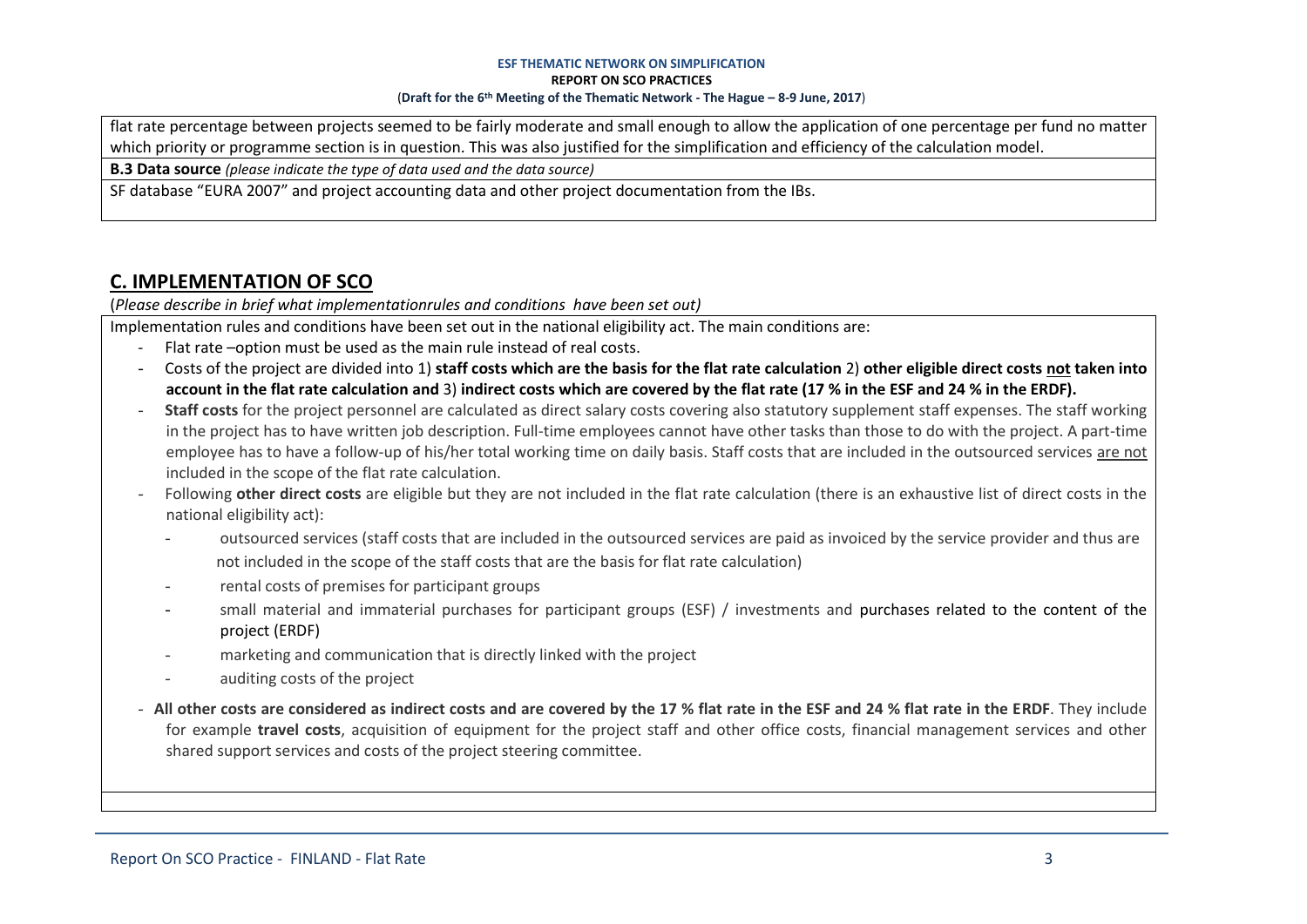flat rate percentage between projects seemed to be fairly moderate and small enough to allow the application of one percentage per fund no matter which priority or programme section is in question. This was also justified for the simplification and efficiency of the calculation model.

**B.3 Data source** *(please indicate the type of data used and the data source)*

SF database "EURA 2007" and project accounting data and other project documentation from the IBs.

## C. IMPLEMENTATION OF SCO

(*Please describe in brief what implementationrules and conditions have been set out)*

Implementation rules and conditions have been set out in the national eligibility act. The main conditions are:

- Flat rate –option must be used as the main rule instead of real costs.
- Costs of the project are divided into 1) **staff costs which are the basis for the flat rate calculation** 2) **other eligible direct costs not taken into account in the flat rate calculation and** 3) **indirect costs which are covered by the flat rate (17 % in the ESF and 24 % in the ERDF).**
- **Staff costs** for the project personnel are calculated as direct salary costs covering also statutory supplement staff expenses. The staff working in the project has to have written job description. Full-time employees cannot have other tasks than those to do with the project. A part-time employee has to have a follow-up of his/her total working time on daily basis. Staff costs that are included in the outsourced services are not included in the scope of the flat rate calculation.
- Following **other direct costs** are eligible but they are not included in the flat rate calculation (there is an exhaustive list of direct costs in the national eligibility act):
  - outsourced services (staff costs that are included in the outsourced services are paid as invoiced by the service provider and thus are not included in the scope of the staff costs that are the basis for flat rate calculation)
  - rental costs of premises for participant groups
  - small material and immaterial purchases for participant groups (ESF) / investments and purchases related to the content of the project (ERDF)
  - marketing and communication that is directly linked with the project
  - auditing costs of the project
- **All other costs are considered as indirect costs and are covered by the 17 % flat rate in the ESF and 24 % flat rate in the ERDF**. They include for example **travel costs**, acquisition of equipment for the project staff and other office costs, financial management services and other shared support services and costs of the project steering committee.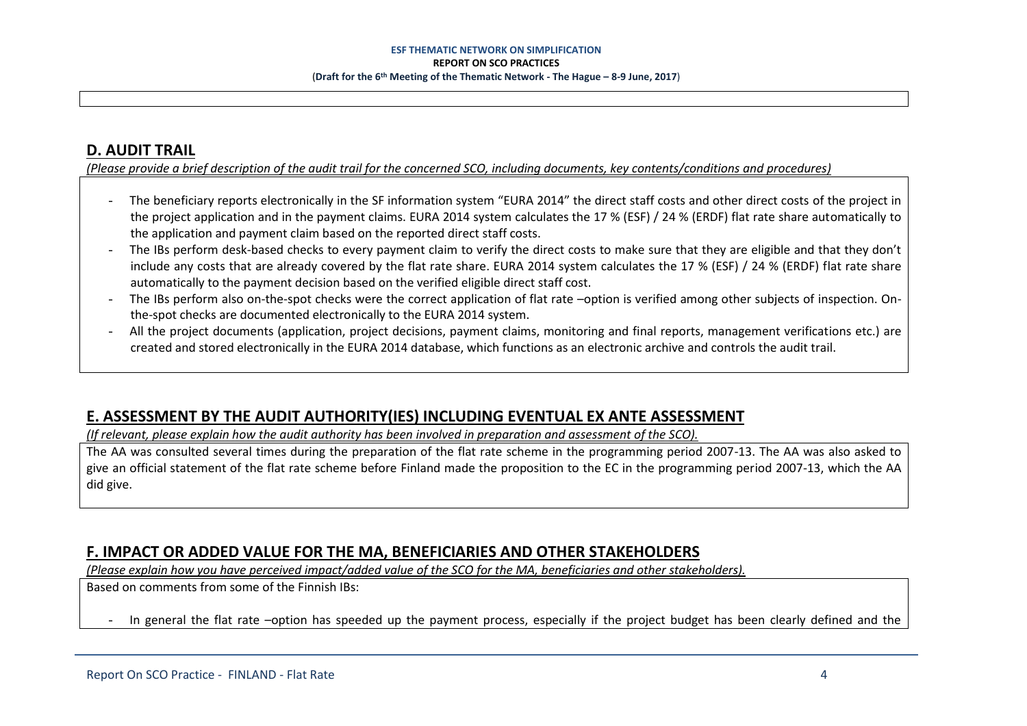## D. AUDIT TRAIL

*(Please provide a brief description of the audit trail for the concerned SCO, including documents, key contents/conditions and procedures)*

- The beneficiary reports electronically in the SF information system "EURA 2014" the direct staff costs and other direct costs of the project in the project application and in the payment claims. EURA 2014 system calculates the 17 % (ESF) / 24 % (ERDF) flat rate share automatically to the application and payment claim based on the reported direct staff costs.
- The IBs perform desk-based checks to every payment claim to verify the direct costs to make sure that they are eligible and that they don't include any costs that are already covered by the flat rate share. EURA 2014 system calculates the 17 % (ESF) / 24 % (ERDF) flat rate share automatically to the payment decision based on the verified eligible direct staff cost.
- The IBs perform also on-the-spot checks were the correct application of flat rate –option is verified among other subjects of inspection. On-the-spot checks are documented electronically to the EURA 2014 system.
- All the project documents (application, project decisions, payment claims, monitoring and final reports, management verifications etc.) are created and stored electronically in the EURA 2014 database, which functions as an electronic archive and controls the audit trail.

## E. ASSESSMENT BY THE AUDIT AUTHORITY(IES) INCLUDING EVENTUAL EX ANTE ASSESSMENT

*(If relevant, please explain how the audit authority has been involved in preparation and assessment of the SCO).*

The AA was consulted several times during the preparation of the flat rate scheme in the programming period 2007-13. The AA was also asked to give an official statement of the flat rate scheme before Finland made the proposition to the EC in the programming period 2007-13, which the AA did give.

## F. IMPACT OR ADDED VALUE FOR THE MA, BENEFICIARIES AND OTHER STAKEHOLDERS

*(Please explain how you have perceived impact/added value of the SCO for the MA, beneficiaries and other stakeholders).*

Based on comments from some of the Finnish IBs:

- In general the flat rate –option has speeded up the payment process, especially if the project budget has been clearly defined and the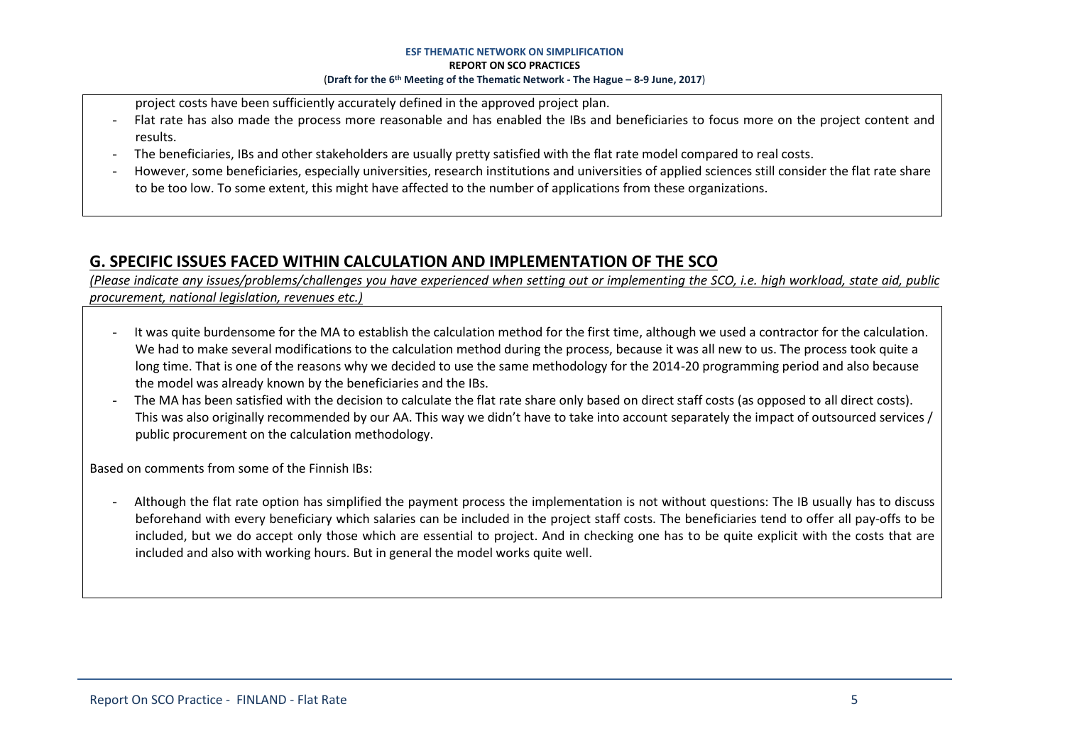project costs have been sufficiently accurately defined in the approved project plan.

- Flat rate has also made the process more reasonable and has enabled the IBs and beneficiaries to focus more on the project content and results.
- The beneficiaries, IBs and other stakeholders are usually pretty satisfied with the flat rate model compared to real costs.
- However, some beneficiaries, especially universities, research institutions and universities of applied sciences still consider the flat rate share to be too low. To some extent, this might have affected to the number of applications from these organizations.

## G. SPECIFIC ISSUES FACED WITHIN CALCULATION AND IMPLEMENTATION OF THE SCO

*(Please indicate any issues/problems/challenges you have experienced when setting out or implementing the SCO, i.e. high workload, state aid, public procurement, national legislation, revenues etc.)*

- It was quite burdensome for the MA to establish the calculation method for the first time, although we used a contractor for the calculation. We had to make several modifications to the calculation method during the process, because it was all new to us. The process took quite a long time. That is one of the reasons why we decided to use the same methodology for the 2014-20 programming period and also because the model was already known by the beneficiaries and the IBs.
- The MA has been satisfied with the decision to calculate the flat rate share only based on direct staff costs (as opposed to all direct costs). This was also originally recommended by our AA. This way we didn't have to take into account separately the impact of outsourced services / public procurement on the calculation methodology.

Based on comments from some of the Finnish IBs:

- Although the flat rate option has simplified the payment process the implementation is not without questions: The IB usually has to discuss beforehand with every beneficiary which salaries can be included in the project staff costs. The beneficiaries tend to offer all pay-offs to be included, but we do accept only those which are essential to project. And in checking one has to be quite explicit with the costs that are included and also with working hours. But in general the model works quite well.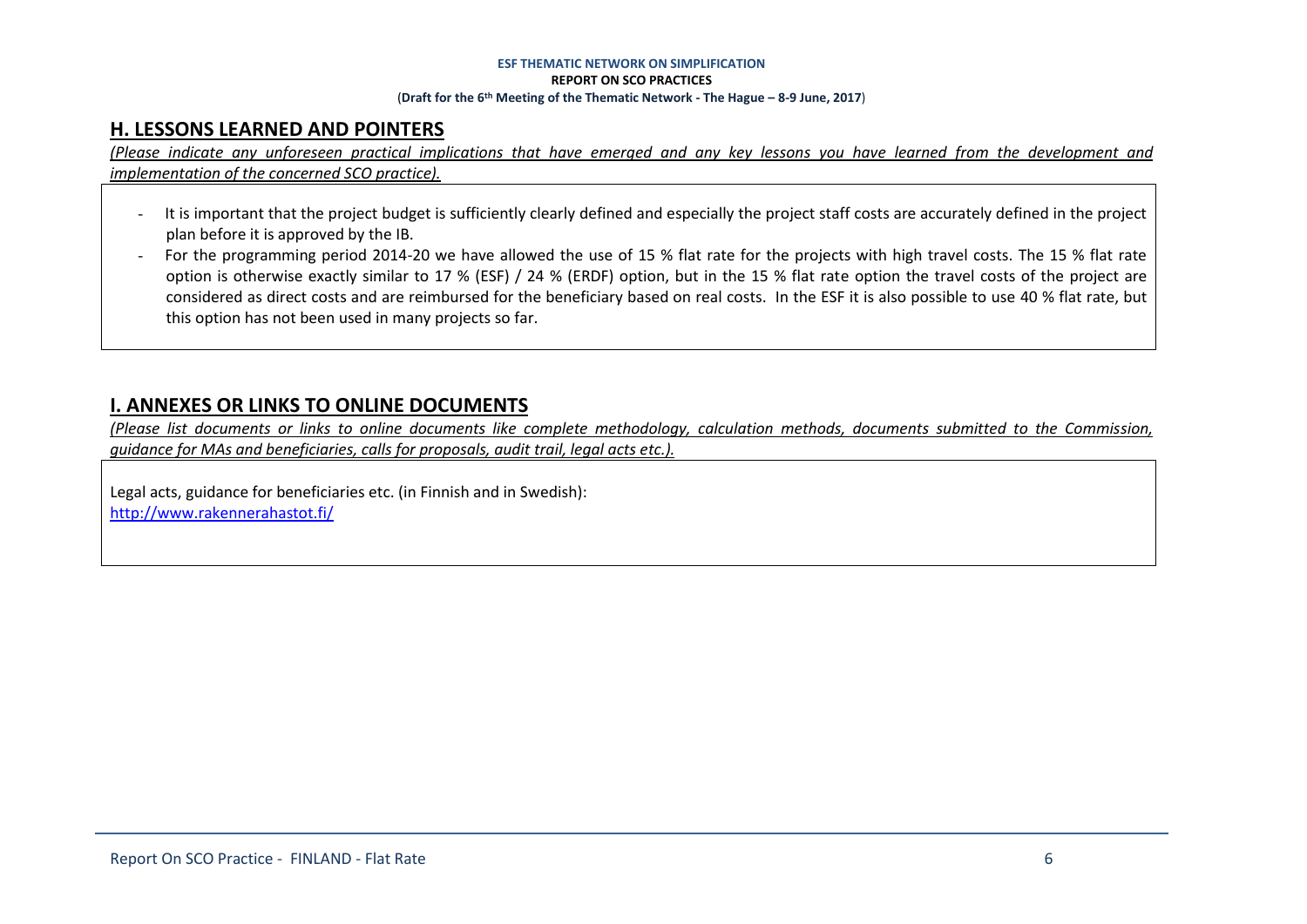## H. LESSONS LEARNED AND POINTERS

*(Please indicate any unforeseen practical implications that have emerged and any key lessons you have learned from the development and implementation of the concerned SCO practice).*

- It is important that the project budget is sufficiently clearly defined and especially the project staff costs are accurately defined in the project plan before it is approved by the IB.
- For the programming period 2014-20 we have allowed the use of 15 % flat rate for the projects with high travel costs. The 15 % flat rate option is otherwise exactly similar to 17 % (ESF) / 24 % (ERDF) option, but in the 15 % flat rate option the travel costs of the project are considered as direct costs and are reimbursed for the beneficiary based on real costs. In the ESF it is also possible to use 40 % flat rate, but this option has not been used in many projects so far.

## I. ANNEXES OR LINKS TO ONLINE DOCUMENTS

*(Please list documents or links to online documents like complete methodology, calculation methods, documents submitted to the Commission, guidance for MAs and beneficiaries, calls for proposals, audit trail, legal acts etc.).*

Legal acts, guidance for beneficiaries etc. (in Finnish and in Swedish):
http://www.rakennerahastot.fi/